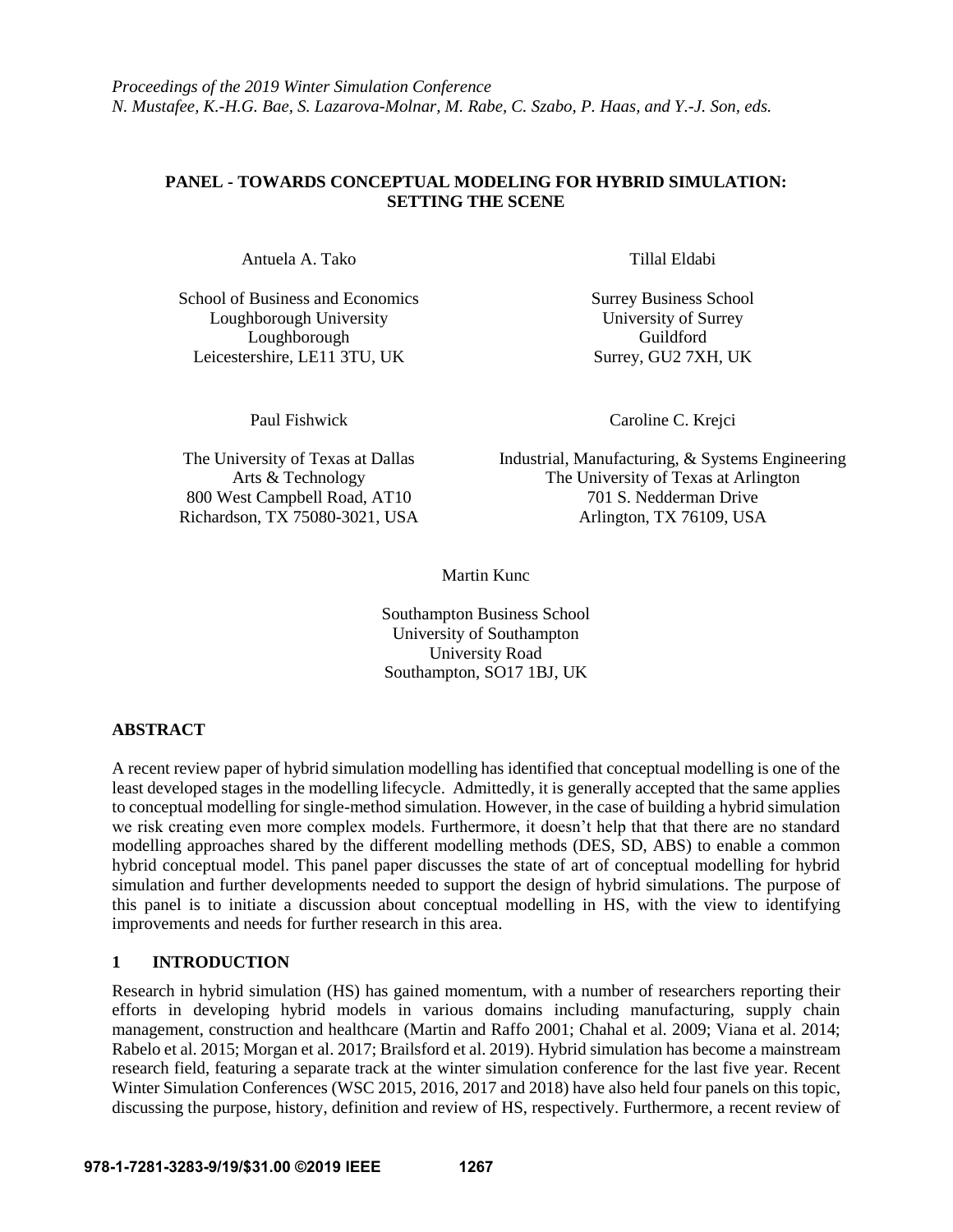*Proceedings of the 2019 Winter Simulation Conference*
*N. Mustafee, K.-H.G. Bae, S. Lazarova-Molnar, M. Rabe, C. Szabo, P. Haas, and Y.-J. Son, eds.*

# PANEL - TOWARDS CONCEPTUAL MODELING FOR HYBRID SIMULATION: SETTING THE SCENE

Antuela A. Tako

School of Business and Economics
Loughborough University
Loughborough
Leicestershire, LE11 3TU, UK

Tillal Eldabi

Surrey Business School
University of Surrey
Guildford
Surrey, GU2 7XH, UK

Paul Fishwick

The University of Texas at Dallas
Arts & Technology
800 West Campbell Road, AT10
Richardson, TX 75080-3021, USA

Caroline C. Krejci

Industrial, Manufacturing, & Systems Engineering
The University of Texas at Arlington
701 S. Nedderman Drive
Arlington, TX 76109, USA

Martin Kunc

Southampton Business School
University of Southampton
University Road
Southampton, SO17 1BJ, UK

## ABSTRACT

A recent review paper of hybrid simulation modelling has identified that conceptual modelling is one of the least developed stages in the modelling lifecycle. Admittedly, it is generally accepted that the same applies to conceptual modelling for single-method simulation. However, in the case of building a hybrid simulation we risk creating even more complex models. Furthermore, it doesn't help that that there are no standard modelling approaches shared by the different modelling methods (DES, SD, ABS) to enable a common hybrid conceptual model. This panel paper discusses the state of art of conceptual modelling for hybrid simulation and further developments needed to support the design of hybrid simulations. The purpose of this panel is to initiate a discussion about conceptual modelling in HS, with the view to identifying improvements and needs for further research in this area.

## 1 INTRODUCTION

Research in hybrid simulation (HS) has gained momentum, with a number of researchers reporting their efforts in developing hybrid models in various domains including manufacturing, supply chain management, construction and healthcare (Martin and Raffo 2001; Chahal et al. 2009; Viana et al. 2014; Rabelo et al. 2015; Morgan et al. 2017; Brailsford et al. 2019). Hybrid simulation has become a mainstream research field, featuring a separate track at the winter simulation conference for the last five year. Recent Winter Simulation Conferences (WSC 2015, 2016, 2017 and 2018) have also held four panels on this topic, discussing the purpose, history, definition and review of HS, respectively. Furthermore, a recent review of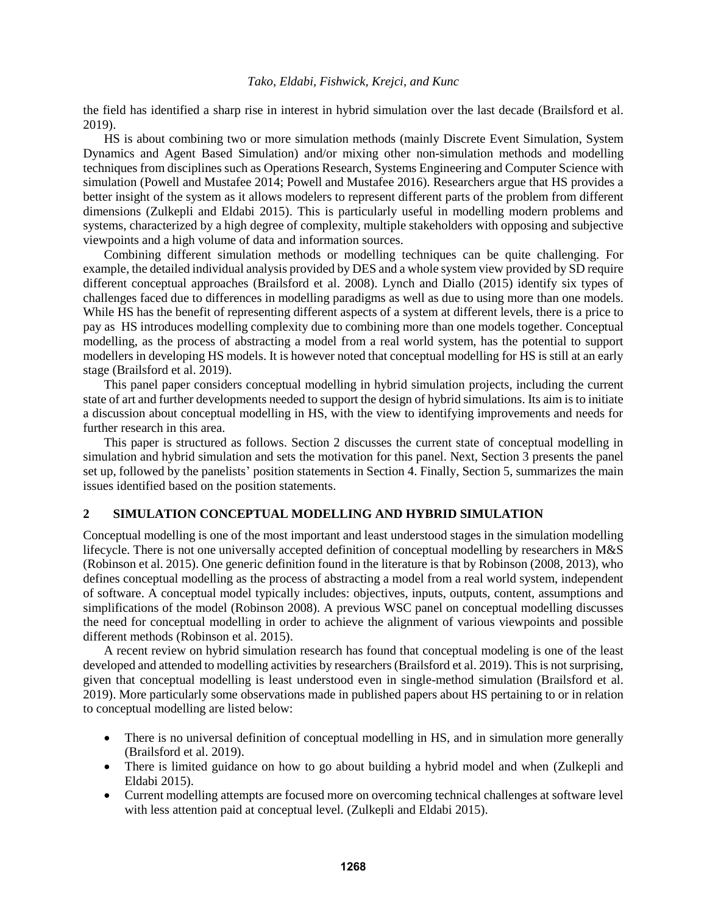the field has identified a sharp rise in interest in hybrid simulation over the last decade (Brailsford et al. 2019).

HS is about combining two or more simulation methods (mainly Discrete Event Simulation, System Dynamics and Agent Based Simulation) and/or mixing other non-simulation methods and modelling techniques from disciplines such as Operations Research, Systems Engineering and Computer Science with simulation (Powell and Mustafee 2014; Powell and Mustafee 2016). Researchers argue that HS provides a better insight of the system as it allows modelers to represent different parts of the problem from different dimensions (Zulkepli and Eldabi 2015). This is particularly useful in modelling modern problems and systems, characterized by a high degree of complexity, multiple stakeholders with opposing and subjective viewpoints and a high volume of data and information sources.

Combining different simulation methods or modelling techniques can be quite challenging. For example, the detailed individual analysis provided by DES and a whole system view provided by SD require different conceptual approaches (Brailsford et al. 2008). Lynch and Diallo (2015) identify six types of challenges faced due to differences in modelling paradigms as well as due to using more than one models. While HS has the benefit of representing different aspects of a system at different levels, there is a price to pay as HS introduces modelling complexity due to combining more than one models together. Conceptual modelling, as the process of abstracting a model from a real world system, has the potential to support modellers in developing HS models. It is however noted that conceptual modelling for HS is still at an early stage (Brailsford et al. 2019).

This panel paper considers conceptual modelling in hybrid simulation projects, including the current state of art and further developments needed to support the design of hybrid simulations. Its aim is to initiate a discussion about conceptual modelling in HS, with the view to identifying improvements and needs for further research in this area.

This paper is structured as follows. Section 2 discusses the current state of conceptual modelling in simulation and hybrid simulation and sets the motivation for this panel. Next, Section 3 presents the panel set up, followed by the panelists' position statements in Section 4. Finally, Section 5, summarizes the main issues identified based on the position statements.

## 2 SIMULATION CONCEPTUAL MODELLING AND HYBRID SIMULATION

Conceptual modelling is one of the most important and least understood stages in the simulation modelling lifecycle. There is not one universally accepted definition of conceptual modelling by researchers in M&S (Robinson et al. 2015). One generic definition found in the literature is that by Robinson (2008, 2013), who defines conceptual modelling as the process of abstracting a model from a real world system, independent of software. A conceptual model typically includes: objectives, inputs, outputs, content, assumptions and simplifications of the model (Robinson 2008). A previous WSC panel on conceptual modelling discusses the need for conceptual modelling in order to achieve the alignment of various viewpoints and possible different methods (Robinson et al. 2015).

A recent review on hybrid simulation research has found that conceptual modeling is one of the least developed and attended to modelling activities by researchers (Brailsford et al. 2019). This is not surprising, given that conceptual modelling is least understood even in single-method simulation (Brailsford et al. 2019). More particularly some observations made in published papers about HS pertaining to or in relation to conceptual modelling are listed below:

- There is no universal definition of conceptual modelling in HS, and in simulation more generally (Brailsford et al. 2019).
- There is limited guidance on how to go about building a hybrid model and when (Zulkepli and Eldabi 2015).
- Current modelling attempts are focused more on overcoming technical challenges at software level with less attention paid at conceptual level. (Zulkepli and Eldabi 2015).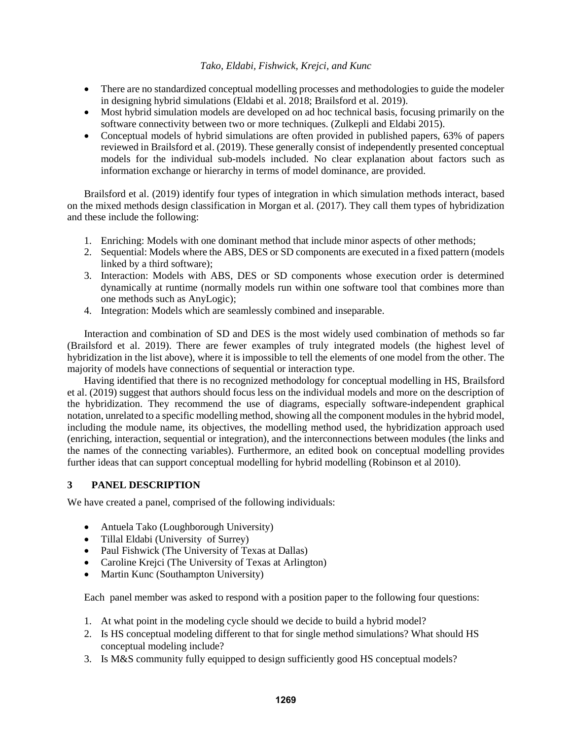- There are no standardized conceptual modelling processes and methodologies to guide the modeler in designing hybrid simulations (Eldabi et al. 2018; Brailsford et al. 2019).
- Most hybrid simulation models are developed on ad hoc technical basis, focusing primarily on the software connectivity between two or more techniques. (Zulkepli and Eldabi 2015).
- Conceptual models of hybrid simulations are often provided in published papers, 63% of papers reviewed in Brailsford et al. (2019). These generally consist of independently presented conceptual models for the individual sub-models included. No clear explanation about factors such as information exchange or hierarchy in terms of model dominance, are provided.

Brailsford et al. (2019) identify four types of integration in which simulation methods interact, based on the mixed methods design classification in Morgan et al. (2017). They call them types of hybridization and these include the following:

1. Enriching: Models with one dominant method that include minor aspects of other methods;
2. Sequential: Models where the ABS, DES or SD components are executed in a fixed pattern (models linked by a third software);
3. Interaction: Models with ABS, DES or SD components whose execution order is determined dynamically at runtime (normally models run within one software tool that combines more than one methods such as AnyLogic);
4. Integration: Models which are seamlessly combined and inseparable.

Interaction and combination of SD and DES is the most widely used combination of methods so far (Brailsford et al. 2019). There are fewer examples of truly integrated models (the highest level of hybridization in the list above), where it is impossible to tell the elements of one model from the other. The majority of models have connections of sequential or interaction type.

Having identified that there is no recognized methodology for conceptual modelling in HS, Brailsford et al. (2019) suggest that authors should focus less on the individual models and more on the description of the hybridization. They recommend the use of diagrams, especially software-independent graphical notation, unrelated to a specific modelling method, showing all the component modules in the hybrid model, including the module name, its objectives, the modelling method used, the hybridization approach used (enriching, interaction, sequential or integration), and the interconnections between modules (the links and the names of the connecting variables). Furthermore, an edited book on conceptual modelling provides further ideas that can support conceptual modelling for hybrid modelling (Robinson et al 2010).

## 3 PANEL DESCRIPTION

We have created a panel, comprised of the following individuals:

- Antuela Tako (Loughborough University)
- Tillal Eldabi (University of Surrey)
- Paul Fishwick (The University of Texas at Dallas)
- Caroline Krejci (The University of Texas at Arlington)
- Martin Kunc (Southampton University)

Each panel member was asked to respond with a position paper to the following four questions:

1. At what point in the modeling cycle should we decide to build a hybrid model?
2. Is HS conceptual modeling different to that for single method simulations? What should HS conceptual modeling include?
3. Is M&S community fully equipped to design sufficiently good HS conceptual models?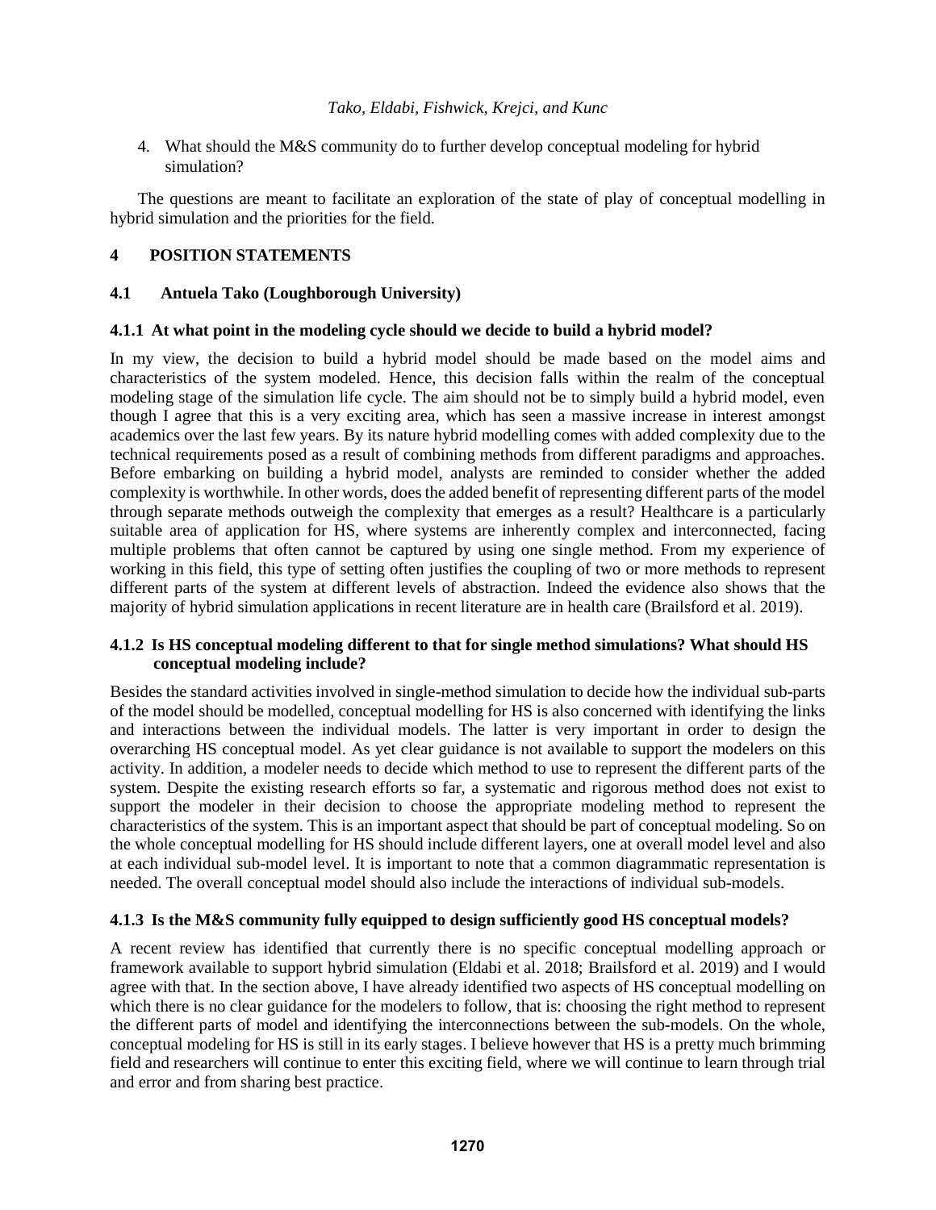4. What should the M&S community do to further develop conceptual modeling for hybrid simulation?

The questions are meant to facilitate an exploration of the state of play of conceptual modelling in hybrid simulation and the priorities for the field.

## 4 POSITION STATEMENTS

### 4.1 Antuela Tako (Loughborough University)

#### 4.1.1 At what point in the modeling cycle should we decide to build a hybrid model?

In my view, the decision to build a hybrid model should be made based on the model aims and characteristics of the system modeled. Hence, this decision falls within the realm of the conceptual modeling stage of the simulation life cycle. The aim should not be to simply build a hybrid model, even though I agree that this is a very exciting area, which has seen a massive increase in interest amongst academics over the last few years. By its nature hybrid modelling comes with added complexity due to the technical requirements posed as a result of combining methods from different paradigms and approaches. Before embarking on building a hybrid model, analysts are reminded to consider whether the added complexity is worthwhile. In other words, does the added benefit of representing different parts of the model through separate methods outweigh the complexity that emerges as a result? Healthcare is a particularly suitable area of application for HS, where systems are inherently complex and interconnected, facing multiple problems that often cannot be captured by using one single method. From my experience of working in this field, this type of setting often justifies the coupling of two or more methods to represent different parts of the system at different levels of abstraction. Indeed the evidence also shows that the majority of hybrid simulation applications in recent literature are in health care (Brailsford et al. 2019).

#### 4.1.2 Is HS conceptual modeling different to that for single method simulations? What should HS conceptual modeling include?

Besides the standard activities involved in single-method simulation to decide how the individual sub-parts of the model should be modelled, conceptual modelling for HS is also concerned with identifying the links and interactions between the individual models. The latter is very important in order to design the overarching HS conceptual model. As yet clear guidance is not available to support the modelers on this activity. In addition, a modeler needs to decide which method to use to represent the different parts of the system. Despite the existing research efforts so far, a systematic and rigorous method does not exist to support the modeler in their decision to choose the appropriate modeling method to represent the characteristics of the system. This is an important aspect that should be part of conceptual modeling. So on the whole conceptual modelling for HS should include different layers, one at overall model level and also at each individual sub-model level. It is important to note that a common diagrammatic representation is needed. The overall conceptual model should also include the interactions of individual sub-models.

#### 4.1.3 Is the M&S community fully equipped to design sufficiently good HS conceptual models?

A recent review has identified that currently there is no specific conceptual modelling approach or framework available to support hybrid simulation (Eldabi et al. 2018; Brailsford et al. 2019) and I would agree with that. In the section above, I have already identified two aspects of HS conceptual modelling on which there is no clear guidance for the modelers to follow, that is: choosing the right method to represent the different parts of model and identifying the interconnections between the sub-models. On the whole, conceptual modeling for HS is still in its early stages. I believe however that HS is a pretty much brimming field and researchers will continue to enter this exciting field, where we will continue to learn through trial and error and from sharing best practice.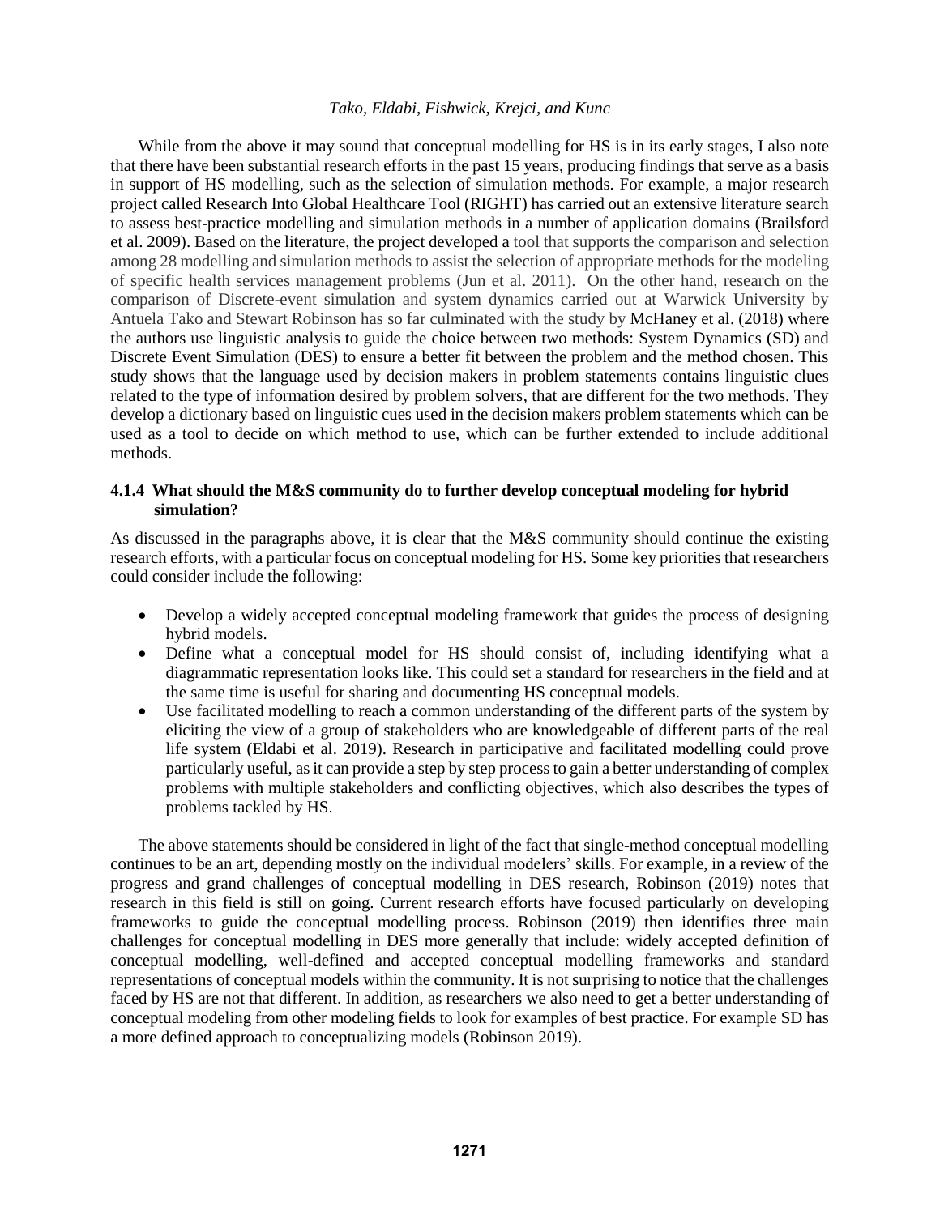While from the above it may sound that conceptual modelling for HS is in its early stages, I also note that there have been substantial research efforts in the past 15 years, producing findings that serve as a basis in support of HS modelling, such as the selection of simulation methods. For example, a major research project called Research Into Global Healthcare Tool (RIGHT) has carried out an extensive literature search to assess best-practice modelling and simulation methods in a number of application domains (Brailsford et al. 2009). Based on the literature, the project developed a tool that supports the comparison and selection among 28 modelling and simulation methods to assist the selection of appropriate methods for the modeling of specific health services management problems (Jun et al. 2011). On the other hand, research on the comparison of Discrete-event simulation and system dynamics carried out at Warwick University by Antuela Tako and Stewart Robinson has so far culminated with the study by McHaney et al. (2018) where the authors use linguistic analysis to guide the choice between two methods: System Dynamics (SD) and Discrete Event Simulation (DES) to ensure a better fit between the problem and the method chosen. This study shows that the language used by decision makers in problem statements contains linguistic clues related to the type of information desired by problem solvers, that are different for the two methods. They develop a dictionary based on linguistic cues used in the decision makers problem statements which can be used as a tool to decide on which method to use, which can be further extended to include additional methods.

#### 4.1.4 What should the M&S community do to further develop conceptual modeling for hybrid simulation?

As discussed in the paragraphs above, it is clear that the M&S community should continue the existing research efforts, with a particular focus on conceptual modeling for HS. Some key priorities that researchers could consider include the following:

- Develop a widely accepted conceptual modeling framework that guides the process of designing hybrid models.
- Define what a conceptual model for HS should consist of, including identifying what a diagrammatic representation looks like. This could set a standard for researchers in the field and at the same time is useful for sharing and documenting HS conceptual models.
- Use facilitated modelling to reach a common understanding of the different parts of the system by eliciting the view of a group of stakeholders who are knowledgeable of different parts of the real life system (Eldabi et al. 2019). Research in participative and facilitated modelling could prove particularly useful, as it can provide a step by step process to gain a better understanding of complex problems with multiple stakeholders and conflicting objectives, which also describes the types of problems tackled by HS.

The above statements should be considered in light of the fact that single-method conceptual modelling continues to be an art, depending mostly on the individual modelers' skills. For example, in a review of the progress and grand challenges of conceptual modelling in DES research, Robinson (2019) notes that research in this field is still on going. Current research efforts have focused particularly on developing frameworks to guide the conceptual modelling process. Robinson (2019) then identifies three main challenges for conceptual modelling in DES more generally that include: widely accepted definition of conceptual modelling, well-defined and accepted conceptual modelling frameworks and standard representations of conceptual models within the community. It is not surprising to notice that the challenges faced by HS are not that different. In addition, as researchers we also need to get a better understanding of conceptual modeling from other modeling fields to look for examples of best practice. For example SD has a more defined approach to conceptualizing models (Robinson 2019).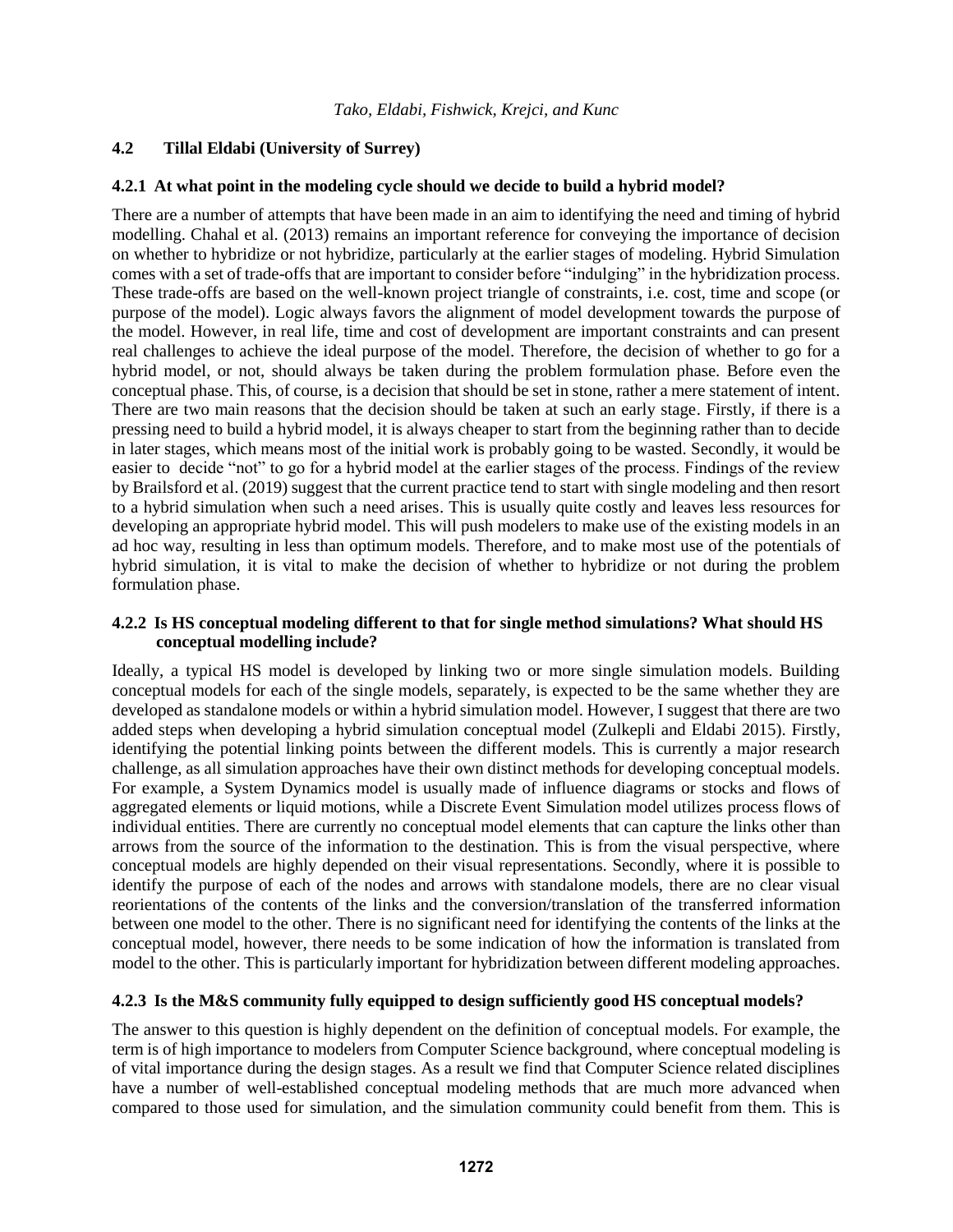### 4.2 Tillal Eldabi (University of Surrey)

#### 4.2.1 At what point in the modeling cycle should we decide to build a hybrid model?

There are a number of attempts that have been made in an aim to identifying the need and timing of hybrid modelling. Chahal et al. (2013) remains an important reference for conveying the importance of decision on whether to hybridize or not hybridize, particularly at the earlier stages of modeling. Hybrid Simulation comes with a set of trade-offs that are important to consider before "indulging" in the hybridization process. These trade-offs are based on the well-known project triangle of constraints, i.e. cost, time and scope (or purpose of the model). Logic always favors the alignment of model development towards the purpose of the model. However, in real life, time and cost of development are important constraints and can present real challenges to achieve the ideal purpose of the model. Therefore, the decision of whether to go for a hybrid model, or not, should always be taken during the problem formulation phase. Before even the conceptual phase. This, of course, is a decision that should be set in stone, rather a mere statement of intent. There are two main reasons that the decision should be taken at such an early stage. Firstly, if there is a pressing need to build a hybrid model, it is always cheaper to start from the beginning rather than to decide in later stages, which means most of the initial work is probably going to be wasted. Secondly, it would be easier to decide "not" to go for a hybrid model at the earlier stages of the process. Findings of the review by Brailsford et al. (2019) suggest that the current practice tend to start with single modeling and then resort to a hybrid simulation when such a need arises. This is usually quite costly and leaves less resources for developing an appropriate hybrid model. This will push modelers to make use of the existing models in an ad hoc way, resulting in less than optimum models. Therefore, and to make most use of the potentials of hybrid simulation, it is vital to make the decision of whether to hybridize or not during the problem formulation phase.

#### 4.2.2 Is HS conceptual modeling different to that for single method simulations? What should HS conceptual modelling include?

Ideally, a typical HS model is developed by linking two or more single simulation models. Building conceptual models for each of the single models, separately, is expected to be the same whether they are developed as standalone models or within a hybrid simulation model. However, I suggest that there are two added steps when developing a hybrid simulation conceptual model (Zulkepli and Eldabi 2015). Firstly, identifying the potential linking points between the different models. This is currently a major research challenge, as all simulation approaches have their own distinct methods for developing conceptual models. For example, a System Dynamics model is usually made of influence diagrams or stocks and flows of aggregated elements or liquid motions, while a Discrete Event Simulation model utilizes process flows of individual entities. There are currently no conceptual model elements that can capture the links other than arrows from the source of the information to the destination. This is from the visual perspective, where conceptual models are highly depended on their visual representations. Secondly, where it is possible to identify the purpose of each of the nodes and arrows with standalone models, there are no clear visual reorientations of the contents of the links and the conversion/translation of the transferred information between one model to the other. There is no significant need for identifying the contents of the links at the conceptual model, however, there needs to be some indication of how the information is translated from model to the other. This is particularly important for hybridization between different modeling approaches.

#### 4.2.3 Is the M&S community fully equipped to design sufficiently good HS conceptual models?

The answer to this question is highly dependent on the definition of conceptual models. For example, the term is of high importance to modelers from Computer Science background, where conceptual modeling is of vital importance during the design stages. As a result we find that Computer Science related disciplines have a number of well-established conceptual modeling methods that are much more advanced when compared to those used for simulation, and the simulation community could benefit from them. This is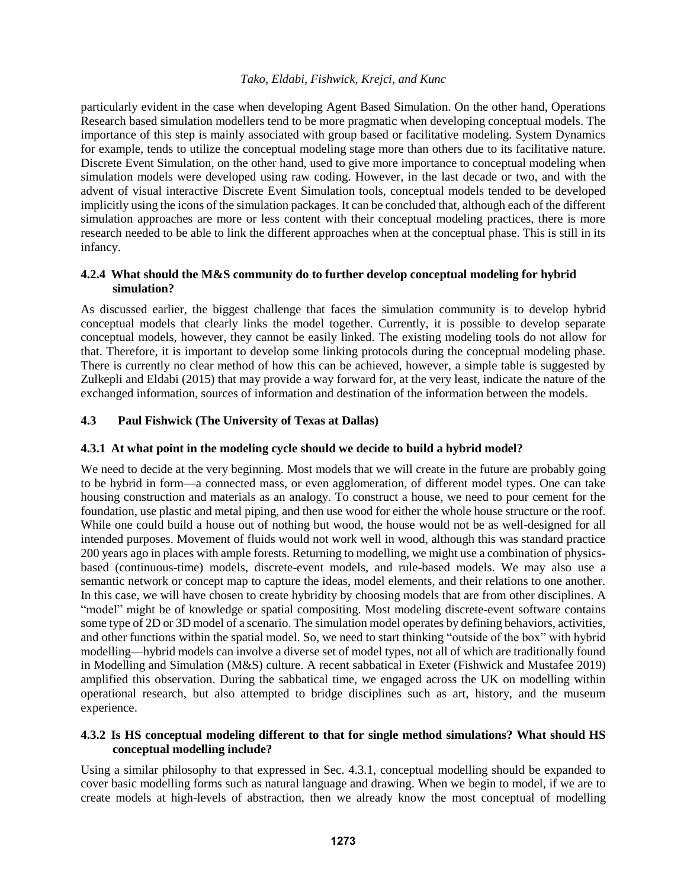particularly evident in the case when developing Agent Based Simulation. On the other hand, Operations Research based simulation modellers tend to be more pragmatic when developing conceptual models. The importance of this step is mainly associated with group based or facilitative modeling. System Dynamics for example, tends to utilize the conceptual modeling stage more than others due to its facilitative nature. Discrete Event Simulation, on the other hand, used to give more importance to conceptual modeling when simulation models were developed using raw coding. However, in the last decade or two, and with the advent of visual interactive Discrete Event Simulation tools, conceptual models tended to be developed implicitly using the icons of the simulation packages. It can be concluded that, although each of the different simulation approaches are more or less content with their conceptual modeling practices, there is more research needed to be able to link the different approaches when at the conceptual phase. This is still in its infancy.

#### 4.2.4 What should the M&S community do to further develop conceptual modeling for hybrid simulation?

As discussed earlier, the biggest challenge that faces the simulation community is to develop hybrid conceptual models that clearly links the model together. Currently, it is possible to develop separate conceptual models, however, they cannot be easily linked. The existing modeling tools do not allow for that. Therefore, it is important to develop some linking protocols during the conceptual modeling phase. There is currently no clear method of how this can be achieved, however, a simple table is suggested by Zulkepli and Eldabi (2015) that may provide a way forward for, at the very least, indicate the nature of the exchanged information, sources of information and destination of the information between the models.

### 4.3 Paul Fishwick (The University of Texas at Dallas)

#### 4.3.1 At what point in the modeling cycle should we decide to build a hybrid model?

We need to decide at the very beginning. Most models that we will create in the future are probably going to be hybrid in form—a connected mass, or even agglomeration, of different model types. One can take housing construction and materials as an analogy. To construct a house, we need to pour cement for the foundation, use plastic and metal piping, and then use wood for either the whole house structure or the roof. While one could build a house out of nothing but wood, the house would not be as well-designed for all intended purposes. Movement of fluids would not work well in wood, although this was standard practice 200 years ago in places with ample forests. Returning to modelling, we might use a combination of physics-based (continuous-time) models, discrete-event models, and rule-based models. We may also use a semantic network or concept map to capture the ideas, model elements, and their relations to one another. In this case, we will have chosen to create hybridity by choosing models that are from other disciplines. A "model" might be of knowledge or spatial compositing. Most modeling discrete-event software contains some type of 2D or 3D model of a scenario. The simulation model operates by defining behaviors, activities, and other functions within the spatial model. So, we need to start thinking "outside of the box" with hybrid modelling—hybrid models can involve a diverse set of model types, not all of which are traditionally found in Modelling and Simulation (M&S) culture. A recent sabbatical in Exeter (Fishwick and Mustafee 2019) amplified this observation. During the sabbatical time, we engaged across the UK on modelling within operational research, but also attempted to bridge disciplines such as art, history, and the museum experience.

#### 4.3.2 Is HS conceptual modeling different to that for single method simulations? What should HS conceptual modelling include?

Using a similar philosophy to that expressed in Sec. 4.3.1, conceptual modelling should be expanded to cover basic modelling forms such as natural language and drawing. When we begin to model, if we are to create models at high-levels of abstraction, then we already know the most conceptual of modelling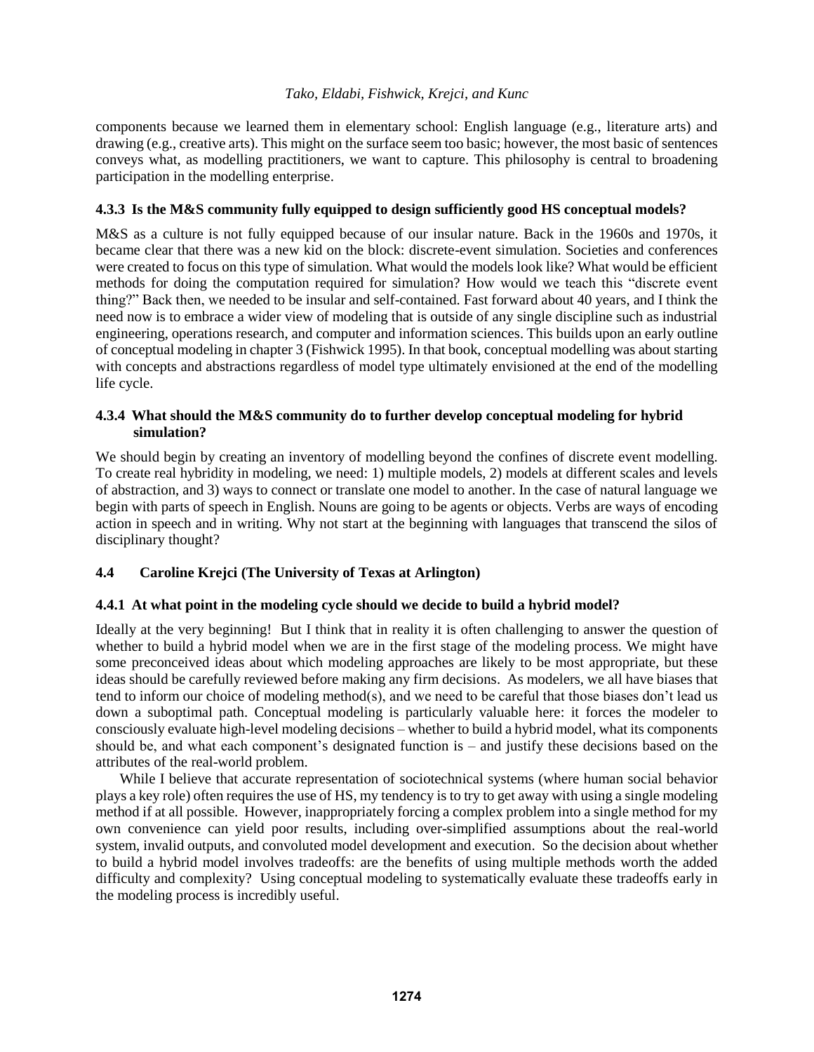components because we learned them in elementary school: English language (e.g., literature arts) and drawing (e.g., creative arts). This might on the surface seem too basic; however, the most basic of sentences conveys what, as modelling practitioners, we want to capture. This philosophy is central to broadening participation in the modelling enterprise.

### 4.3.3 Is the M&S community fully equipped to design sufficiently good HS conceptual models?

M&S as a culture is not fully equipped because of our insular nature. Back in the 1960s and 1970s, it became clear that there was a new kid on the block: discrete-event simulation. Societies and conferences were created to focus on this type of simulation. What would the models look like? What would be efficient methods for doing the computation required for simulation? How would we teach this "discrete event thing?" Back then, we needed to be insular and self-contained. Fast forward about 40 years, and I think the need now is to embrace a wider view of modeling that is outside of any single discipline such as industrial engineering, operations research, and computer and information sciences. This builds upon an early outline of conceptual modeling in chapter 3 (Fishwick 1995). In that book, conceptual modelling was about starting with concepts and abstractions regardless of model type ultimately envisioned at the end of the modelling life cycle.

### 4.3.4 What should the M&S community do to further develop conceptual modeling for hybrid simulation?

We should begin by creating an inventory of modelling beyond the confines of discrete event modelling. To create real hybridity in modeling, we need: 1) multiple models, 2) models at different scales and levels of abstraction, and 3) ways to connect or translate one model to another. In the case of natural language we begin with parts of speech in English. Nouns are going to be agents or objects. Verbs are ways of encoding action in speech and in writing. Why not start at the beginning with languages that transcend the silos of disciplinary thought?

## 4.4 Caroline Krejci (The University of Texas at Arlington)

### 4.4.1 At what point in the modeling cycle should we decide to build a hybrid model?

Ideally at the very beginning! But I think that in reality it is often challenging to answer the question of whether to build a hybrid model when we are in the first stage of the modeling process. We might have some preconceived ideas about which modeling approaches are likely to be most appropriate, but these ideas should be carefully reviewed before making any firm decisions. As modelers, we all have biases that tend to inform our choice of modeling method(s), and we need to be careful that those biases don't lead us down a suboptimal path. Conceptual modeling is particularly valuable here: it forces the modeler to consciously evaluate high-level modeling decisions – whether to build a hybrid model, what its components should be, and what each component's designated function is – and justify these decisions based on the attributes of the real-world problem.

While I believe that accurate representation of sociotechnical systems (where human social behavior plays a key role) often requires the use of HS, my tendency is to try to get away with using a single modeling method if at all possible. However, inappropriately forcing a complex problem into a single method for my own convenience can yield poor results, including over-simplified assumptions about the real-world system, invalid outputs, and convoluted model development and execution. So the decision about whether to build a hybrid model involves tradeoffs: are the benefits of using multiple methods worth the added difficulty and complexity? Using conceptual modeling to systematically evaluate these tradeoffs early in the modeling process is incredibly useful.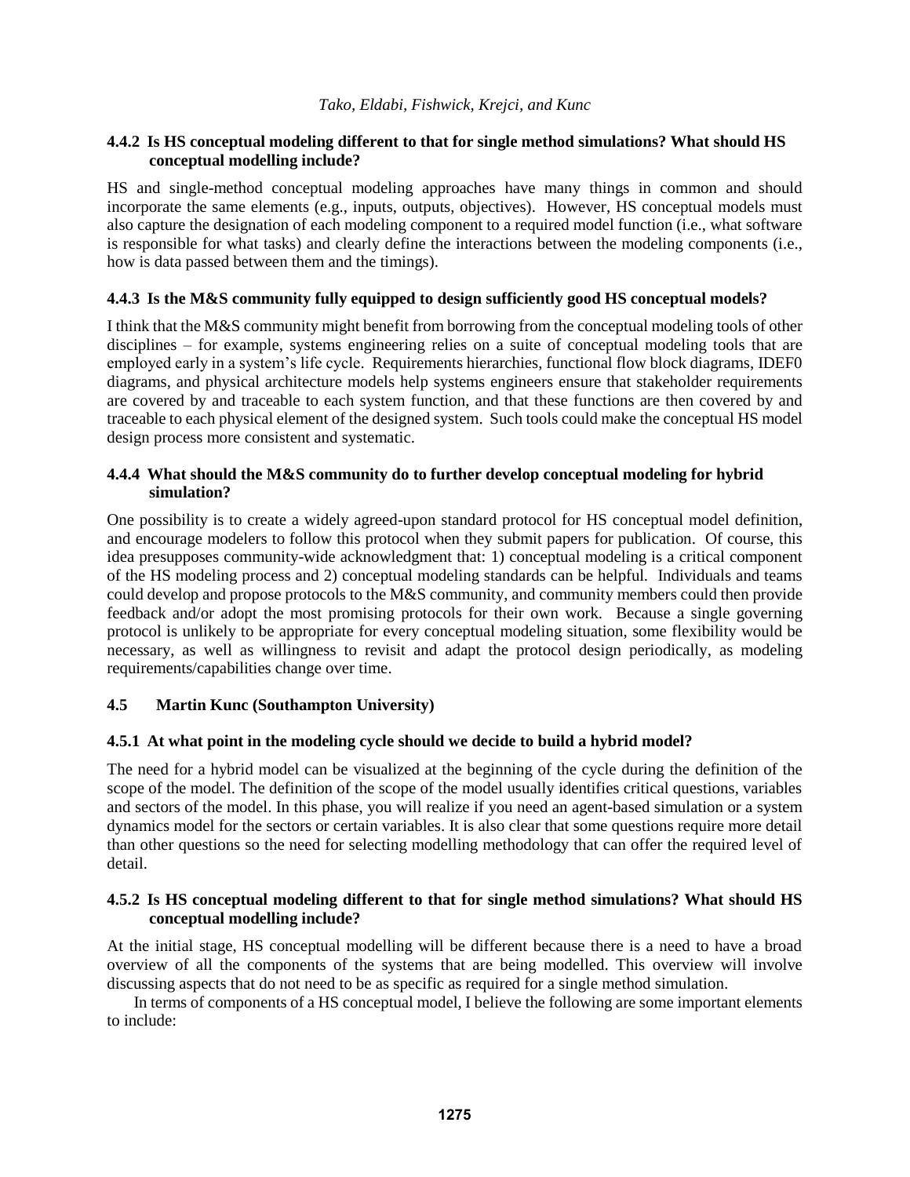### 4.4.2 Is HS conceptual modeling different to that for single method simulations? What should HS conceptual modelling include?

HS and single-method conceptual modeling approaches have many things in common and should incorporate the same elements (e.g., inputs, outputs, objectives). However, HS conceptual models must also capture the designation of each modeling component to a required model function (i.e., what software is responsible for what tasks) and clearly define the interactions between the modeling components (i.e., how is data passed between them and the timings).

### 4.4.3 Is the M&S community fully equipped to design sufficiently good HS conceptual models?

I think that the M&S community might benefit from borrowing from the conceptual modeling tools of other disciplines – for example, systems engineering relies on a suite of conceptual modeling tools that are employed early in a system's life cycle. Requirements hierarchies, functional flow block diagrams, IDEF0 diagrams, and physical architecture models help systems engineers ensure that stakeholder requirements are covered by and traceable to each system function, and that these functions are then covered by and traceable to each physical element of the designed system. Such tools could make the conceptual HS model design process more consistent and systematic.

### 4.4.4 What should the M&S community do to further develop conceptual modeling for hybrid simulation?

One possibility is to create a widely agreed-upon standard protocol for HS conceptual model definition, and encourage modelers to follow this protocol when they submit papers for publication. Of course, this idea presupposes community-wide acknowledgment that: 1) conceptual modeling is a critical component of the HS modeling process and 2) conceptual modeling standards can be helpful. Individuals and teams could develop and propose protocols to the M&S community, and community members could then provide feedback and/or adopt the most promising protocols for their own work. Because a single governing protocol is unlikely to be appropriate for every conceptual modeling situation, some flexibility would be necessary, as well as willingness to revisit and adapt the protocol design periodically, as modeling requirements/capabilities change over time.

## 4.5 Martin Kunc (Southampton University)

### 4.5.1 At what point in the modeling cycle should we decide to build a hybrid model?

The need for a hybrid model can be visualized at the beginning of the cycle during the definition of the scope of the model. The definition of the scope of the model usually identifies critical questions, variables and sectors of the model. In this phase, you will realize if you need an agent-based simulation or a system dynamics model for the sectors or certain variables. It is also clear that some questions require more detail than other questions so the need for selecting modelling methodology that can offer the required level of detail.

### 4.5.2 Is HS conceptual modeling different to that for single method simulations? What should HS conceptual modelling include?

At the initial stage, HS conceptual modelling will be different because there is a need to have a broad overview of all the components of the systems that are being modelled. This overview will involve discussing aspects that do not need to be as specific as required for a single method simulation.

In terms of components of a HS conceptual model, I believe the following are some important elements to include: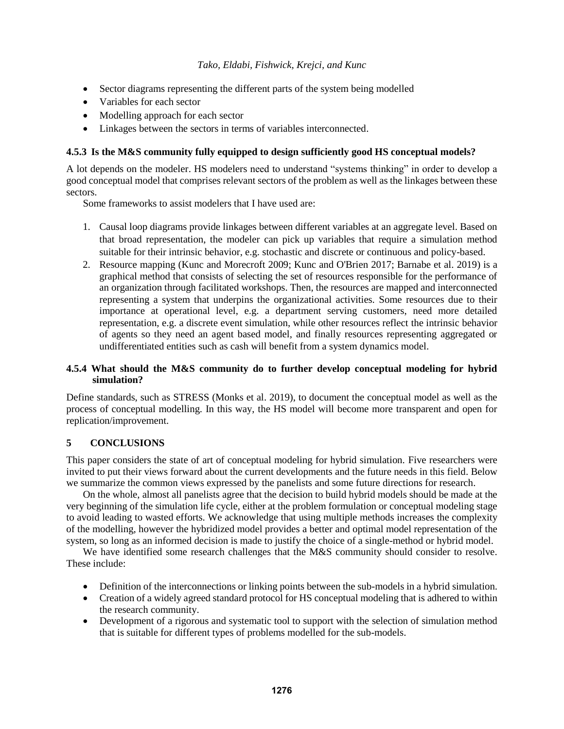- Sector diagrams representing the different parts of the system being modelled
- Variables for each sector
- Modelling approach for each sector
- Linkages between the sectors in terms of variables interconnected.

### 4.5.3 Is the M&S community fully equipped to design sufficiently good HS conceptual models?

A lot depends on the modeler. HS modelers need to understand "systems thinking" in order to develop a good conceptual model that comprises relevant sectors of the problem as well as the linkages between these sectors.

Some frameworks to assist modelers that I have used are:

1. Causal loop diagrams provide linkages between different variables at an aggregate level. Based on that broad representation, the modeler can pick up variables that require a simulation method suitable for their intrinsic behavior, e.g. stochastic and discrete or continuous and policy-based.
2. Resource mapping (Kunc and Morecroft 2009; Kunc and O'Brien 2017; Barnabe et al. 2019) is a graphical method that consists of selecting the set of resources responsible for the performance of an organization through facilitated workshops. Then, the resources are mapped and interconnected representing a system that underpins the organizational activities. Some resources due to their importance at operational level, e.g. a department serving customers, need more detailed representation, e.g. a discrete event simulation, while other resources reflect the intrinsic behavior of agents so they need an agent based model, and finally resources representing aggregated or undifferentiated entities such as cash will benefit from a system dynamics model.

### 4.5.4 What should the M&S community do to further develop conceptual modeling for hybrid simulation?

Define standards, such as STRESS (Monks et al. 2019), to document the conceptual model as well as the process of conceptual modelling. In this way, the HS model will become more transparent and open for replication/improvement.

## 5 CONCLUSIONS

This paper considers the state of art of conceptual modeling for hybrid simulation. Five researchers were invited to put their views forward about the current developments and the future needs in this field. Below we summarize the common views expressed by the panelists and some future directions for research.

On the whole, almost all panelists agree that the decision to build hybrid models should be made at the very beginning of the simulation life cycle, either at the problem formulation or conceptual modeling stage to avoid leading to wasted efforts. We acknowledge that using multiple methods increases the complexity of the modelling, however the hybridized model provides a better and optimal model representation of the system, so long as an informed decision is made to justify the choice of a single-method or hybrid model.

We have identified some research challenges that the M&S community should consider to resolve. These include:

- Definition of the interconnections or linking points between the sub-models in a hybrid simulation.
- Creation of a widely agreed standard protocol for HS conceptual modeling that is adhered to within the research community.
- Development of a rigorous and systematic tool to support with the selection of simulation method that is suitable for different types of problems modelled for the sub-models.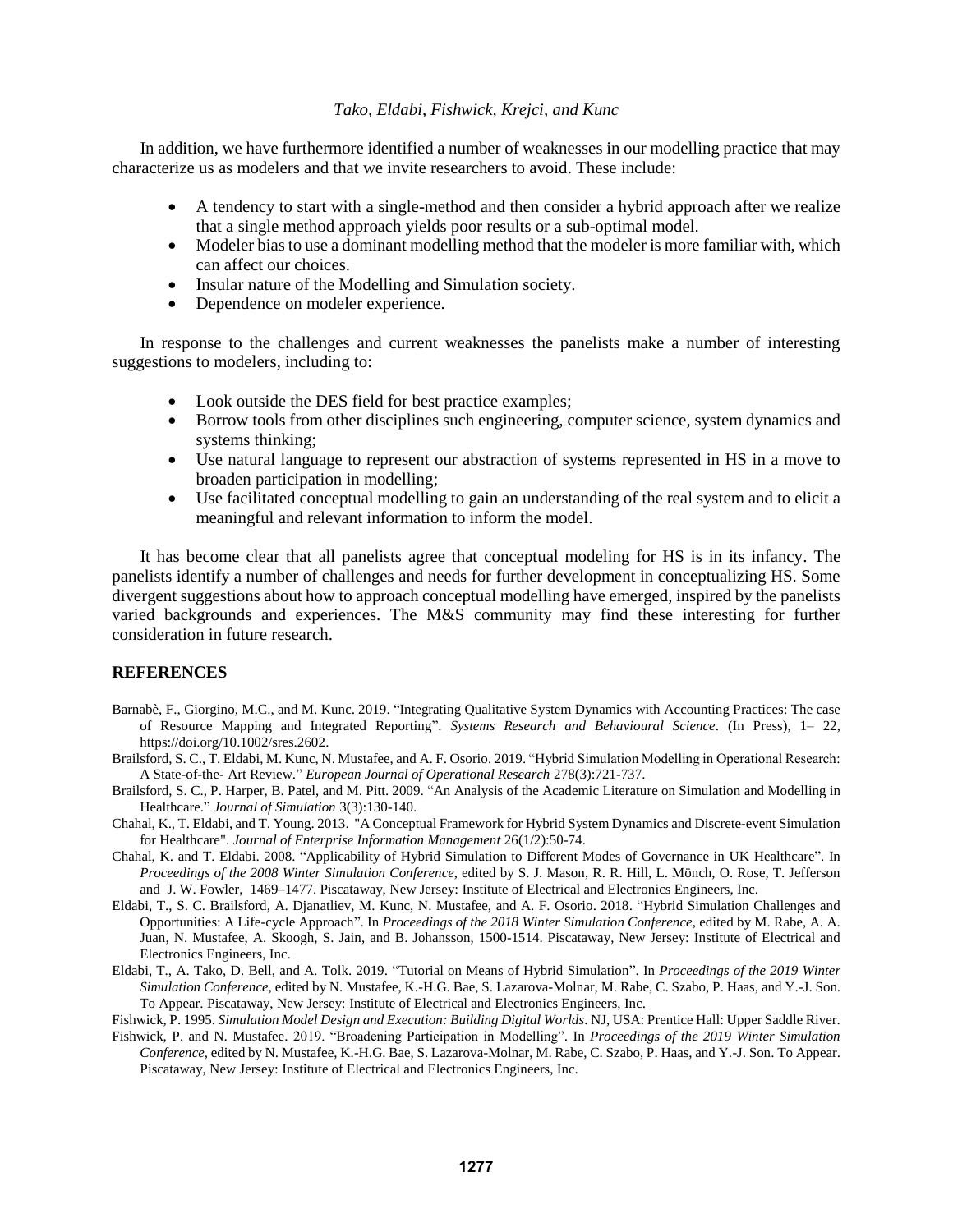In addition, we have furthermore identified a number of weaknesses in our modelling practice that may characterize us as modelers and that we invite researchers to avoid. These include:

- A tendency to start with a single-method and then consider a hybrid approach after we realize that a single method approach yields poor results or a sub-optimal model.
- Modeler bias to use a dominant modelling method that the modeler is more familiar with, which can affect our choices.
- Insular nature of the Modelling and Simulation society.
- Dependence on modeler experience.

In response to the challenges and current weaknesses the panelists make a number of interesting suggestions to modelers, including to:

- Look outside the DES field for best practice examples;
- Borrow tools from other disciplines such engineering, computer science, system dynamics and systems thinking;
- Use natural language to represent our abstraction of systems represented in HS in a move to broaden participation in modelling;
- Use facilitated conceptual modelling to gain an understanding of the real system and to elicit a meaningful and relevant information to inform the model.

It has become clear that all panelists agree that conceptual modeling for HS is in its infancy. The panelists identify a number of challenges and needs for further development in conceptualizing HS. Some divergent suggestions about how to approach conceptual modelling have emerged, inspired by the panelists varied backgrounds and experiences. The M&S community may find these interesting for further consideration in future research.

## REFERENCES

Barnabè, F., Giorgino, M.C., and M. Kunc. 2019. "Integrating Qualitative System Dynamics with Accounting Practices: The case of Resource Mapping and Integrated Reporting". *Systems Research and Behavioural Science*. (In Press), 1– 22, https://doi.org/10.1002/sres.2602.

Brailsford, S. C., T. Eldabi, M. Kunc, N. Mustafee, and A. F. Osorio. 2019. "Hybrid Simulation Modelling in Operational Research: A State-of-the- Art Review." *European Journal of Operational Research* 278(3):721-737.

Brailsford, S. C., P. Harper, B. Patel, and M. Pitt. 2009. "An Analysis of the Academic Literature on Simulation and Modelling in Healthcare." *Journal of Simulation* 3(3):130-140.

Chahal, K., T. Eldabi, and T. Young. 2013. "A Conceptual Framework for Hybrid System Dynamics and Discrete-event Simulation for Healthcare". *Journal of Enterprise Information Management* 26(1/2):50-74.

Chahal, K. and T. Eldabi. 2008. "Applicability of Hybrid Simulation to Different Modes of Governance in UK Healthcare". In *Proceedings of the 2008 Winter Simulation Conference*, edited by S. J. Mason, R. R. Hill, L. Mönch, O. Rose, T. Jefferson and J. W. Fowler, 1469–1477. Piscataway, New Jersey: Institute of Electrical and Electronics Engineers, Inc.

Eldabi, T., S. C. Brailsford, A. Djanatliev, M. Kunc, N. Mustafee, and A. F. Osorio. 2018. "Hybrid Simulation Challenges and Opportunities: A Life-cycle Approach". In *Proceedings of the 2018 Winter Simulation Conference*, edited by M. Rabe, A. A. Juan, N. Mustafee, A. Skoogh, S. Jain, and B. Johansson, 1500-1514. Piscataway, New Jersey: Institute of Electrical and Electronics Engineers, Inc.

Eldabi, T., A. Tako, D. Bell, and A. Tolk. 2019. "Tutorial on Means of Hybrid Simulation". In *Proceedings of the 2019 Winter Simulation Conference,* edited by N. Mustafee, K.-H.G. Bae, S. Lazarova-Molnar, M. Rabe, C. Szabo, P. Haas, and Y.-J. Son. To Appear. Piscataway, New Jersey: Institute of Electrical and Electronics Engineers, Inc.

Fishwick, P. 1995. *Simulation Model Design and Execution: Building Digital Worlds*. NJ, USA: Prentice Hall: Upper Saddle River.

Fishwick, P. and N. Mustafee. 2019. "Broadening Participation in Modelling". In *Proceedings of the 2019 Winter Simulation Conference*, edited by N. Mustafee, K.-H.G. Bae, S. Lazarova-Molnar, M. Rabe, C. Szabo, P. Haas, and Y.-J. Son. To Appear. Piscataway, New Jersey: Institute of Electrical and Electronics Engineers, Inc.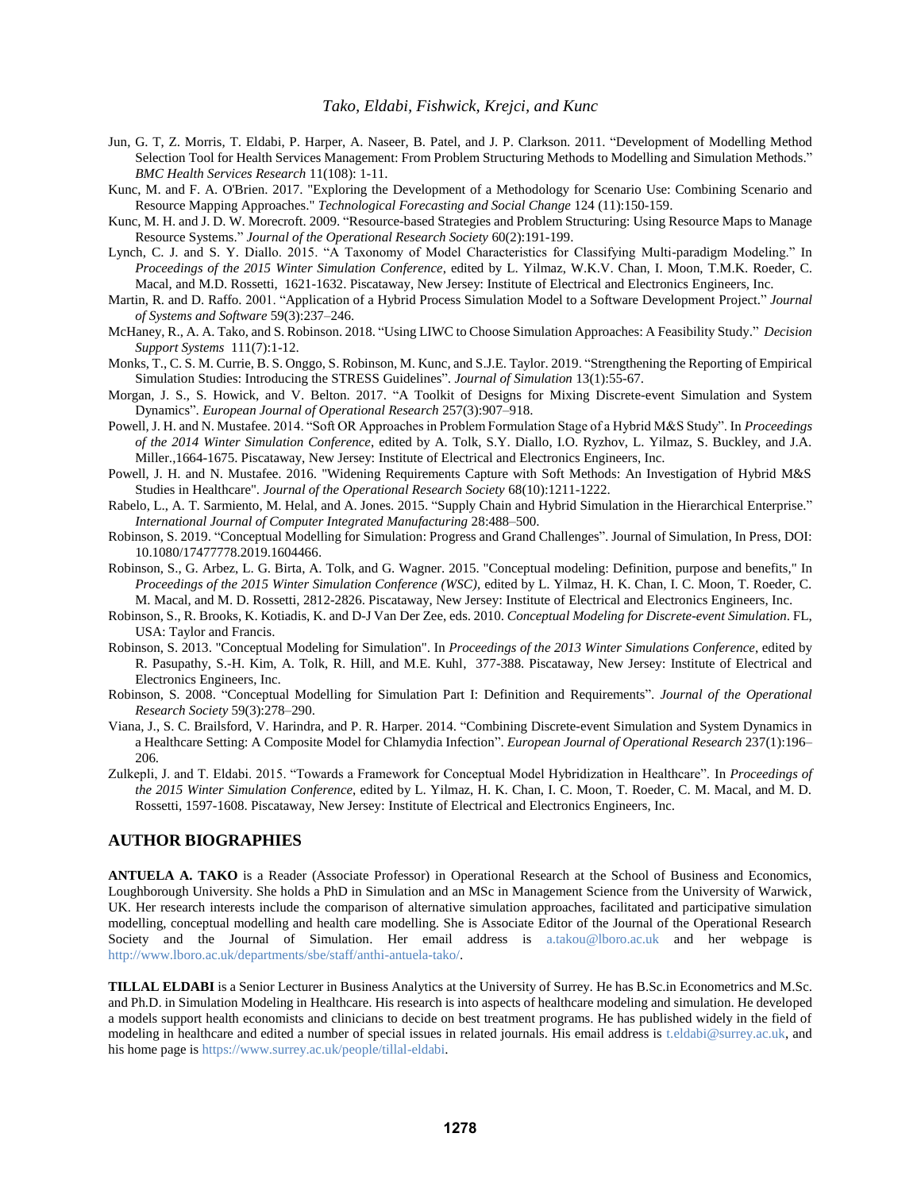Jun, G. T, Z. Morris, T. Eldabi, P. Harper, A. Naseer, B. Patel, and J. P. Clarkson. 2011. "Development of Modelling Method Selection Tool for Health Services Management: From Problem Structuring Methods to Modelling and Simulation Methods." *BMC Health Services Research* 11(108): 1-11.

Kunc, M. and F. A. O'Brien. 2017. "Exploring the Development of a Methodology for Scenario Use: Combining Scenario and Resource Mapping Approaches." *Technological Forecasting and Social Change* 124 (11):150-159.

Kunc, M. H. and J. D. W. Morecroft. 2009. "Resource-based Strategies and Problem Structuring: Using Resource Maps to Manage Resource Systems." *Journal of the Operational Research Society* 60(2):191-199.

Lynch, C. J. and S. Y. Diallo. 2015. "A Taxonomy of Model Characteristics for Classifying Multi-paradigm Modeling." In *Proceedings of the 2015 Winter Simulation Conference*, edited by L. Yilmaz, W.K.V. Chan, I. Moon, T.M.K. Roeder, C. Macal, and M.D. Rossetti, 1621-1632. Piscataway, New Jersey: Institute of Electrical and Electronics Engineers, Inc.

Martin, R. and D. Raffo. 2001. "Application of a Hybrid Process Simulation Model to a Software Development Project." *Journal of Systems and Software* 59(3):237–246.

McHaney, R., A. A. Tako, and S. Robinson. 2018. "Using LIWC to Choose Simulation Approaches: A Feasibility Study." *Decision Support Systems* 111(7):1-12.

Monks, T., C. S. M. Currie, B. S. Onggo, S. Robinson, M. Kunc, and S.J.E. Taylor. 2019. "Strengthening the Reporting of Empirical Simulation Studies: Introducing the STRESS Guidelines". *Journal of Simulation* 13(1):55-67.

Morgan, J. S., S. Howick, and V. Belton. 2017. "A Toolkit of Designs for Mixing Discrete-event Simulation and System Dynamics". *European Journal of Operational Research* 257(3):907–918.

Powell, J. H. and N. Mustafee. 2014. "Soft OR Approaches in Problem Formulation Stage of a Hybrid M&S Study". In *Proceedings of the 2014 Winter Simulation Conference*, edited by A. Tolk, S.Y. Diallo, I.O. Ryzhov, L. Yilmaz, S. Buckley, and J.A. Miller.,1664-1675. Piscataway, New Jersey: Institute of Electrical and Electronics Engineers, Inc.

Powell, J. H. and N. Mustafee. 2016. "Widening Requirements Capture with Soft Methods: An Investigation of Hybrid M&S Studies in Healthcare". *Journal of the Operational Research Society* 68(10):1211-1222.

Rabelo, L., A. T. Sarmiento, M. Helal, and A. Jones. 2015. "Supply Chain and Hybrid Simulation in the Hierarchical Enterprise." *International Journal of Computer Integrated Manufacturing* 28:488–500.

Robinson, S. 2019. "Conceptual Modelling for Simulation: Progress and Grand Challenges". Journal of Simulation, In Press, DOI: 10.1080/17477778.2019.1604466.

Robinson, S., G. Arbez, L. G. Birta, A. Tolk, and G. Wagner. 2015. "Conceptual modeling: Definition, purpose and benefits," In *Proceedings of the 2015 Winter Simulation Conference (WSC)*, edited by L. Yilmaz, H. K. Chan, I. C. Moon, T. Roeder, C. M. Macal, and M. D. Rossetti, 2812-2826. Piscataway, New Jersey: Institute of Electrical and Electronics Engineers, Inc.

Robinson, S., R. Brooks, K. Kotiadis, K. and D-J Van Der Zee, eds. 2010. *Conceptual Modeling for Discrete-event Simulation*. FL, USA: Taylor and Francis.

Robinson, S. 2013. "Conceptual Modeling for Simulation". In *Proceedings of the 2013 Winter Simulations Conference*, edited by R. Pasupathy, S.-H. Kim, A. Tolk, R. Hill, and M.E. Kuhl, 377-388. Piscataway, New Jersey: Institute of Electrical and Electronics Engineers, Inc.

Robinson, S. 2008. "Conceptual Modelling for Simulation Part I: Definition and Requirements". *Journal of the Operational Research Society* 59(3):278–290.

Viana, J., S. C. Brailsford, V. Harindra, and P. R. Harper. 2014. "Combining Discrete-event Simulation and System Dynamics in a Healthcare Setting: A Composite Model for Chlamydia Infection". *European Journal of Operational Research* 237(1):196–206.

Zulkepli, J. and T. Eldabi. 2015. "Towards a Framework for Conceptual Model Hybridization in Healthcare". In *Proceedings of the 2015 Winter Simulation Conference*, edited by L. Yilmaz, H. K. Chan, I. C. Moon, T. Roeder, C. M. Macal, and M. D. Rossetti, 1597-1608. Piscataway, New Jersey: Institute of Electrical and Electronics Engineers, Inc.

## AUTHOR BIOGRAPHIES

**ANTUELA A. TAKO** is a Reader (Associate Professor) in Operational Research at the School of Business and Economics, Loughborough University. She holds a PhD in Simulation and an MSc in Management Science from the University of Warwick, UK. Her research interests include the comparison of alternative simulation approaches, facilitated and participative simulation modelling, conceptual modelling and health care modelling. She is Associate Editor of the Journal of the Operational Research Society and the Journal of Simulation. Her email address is a.takou@lboro.ac.uk and her webpage is http://www.lboro.ac.uk/departments/sbe/staff/anthi-antuela-tako/.

**TILLAL ELDABI** is a Senior Lecturer in Business Analytics at the University of Surrey. He has B.Sc.in Econometrics and M.Sc. and Ph.D. in Simulation Modeling in Healthcare. His research is into aspects of healthcare modeling and simulation. He developed a models support health economists and clinicians to decide on best treatment programs. He has published widely in the field of modeling in healthcare and edited a number of special issues in related journals. His email address is t.eldabi@surrey.ac.uk, and his home page is https://www.surrey.ac.uk/people/tillal-eldabi.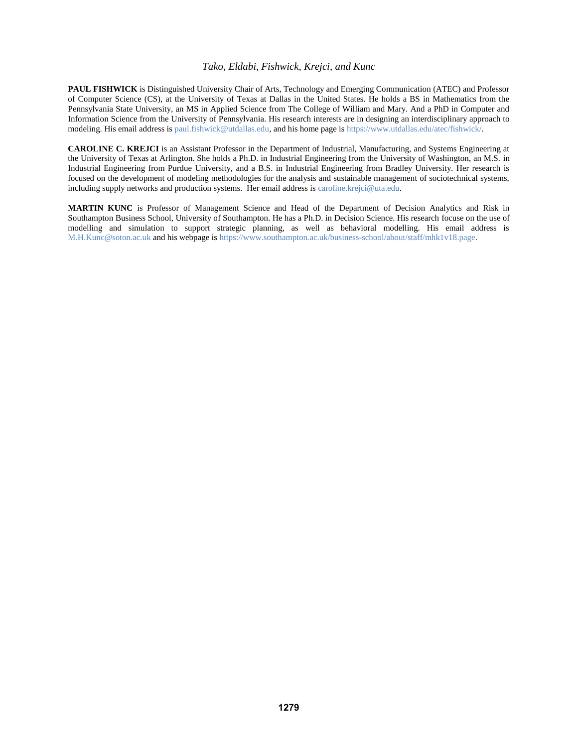**PAUL FISHWICK** is Distinguished University Chair of Arts, Technology and Emerging Communication (ATEC) and Professor of Computer Science (CS), at the University of Texas at Dallas in the United States. He holds a BS in Mathematics from the Pennsylvania State University, an MS in Applied Science from The College of William and Mary. And a PhD in Computer and Information Science from the University of Pennsylvania. His research interests are in designing an interdisciplinary approach to modeling. His email address is paul.fishwick@utdallas.edu, and his home page is https://www.utdallas.edu/atec/fishwick/.

**CAROLINE C. KREJCI** is an Assistant Professor in the Department of Industrial, Manufacturing, and Systems Engineering at the University of Texas at Arlington. She holds a Ph.D. in Industrial Engineering from the University of Washington, an M.S. in Industrial Engineering from Purdue University, and a B.S. in Industrial Engineering from Bradley University. Her research is focused on the development of modeling methodologies for the analysis and sustainable management of sociotechnical systems, including supply networks and production systems. Her email address is caroline.krejci@uta.edu.

**MARTIN KUNC** is Professor of Management Science and Head of the Department of Decision Analytics and Risk in Southampton Business School, University of Southampton. He has a Ph.D. in Decision Science. His research focuse on the use of modelling and simulation to support strategic planning, as well as behavioral modelling. His email address is M.H.Kunc@soton.ac.uk and his webpage is https://www.southampton.ac.uk/business-school/about/staff/mhk1v18.page.